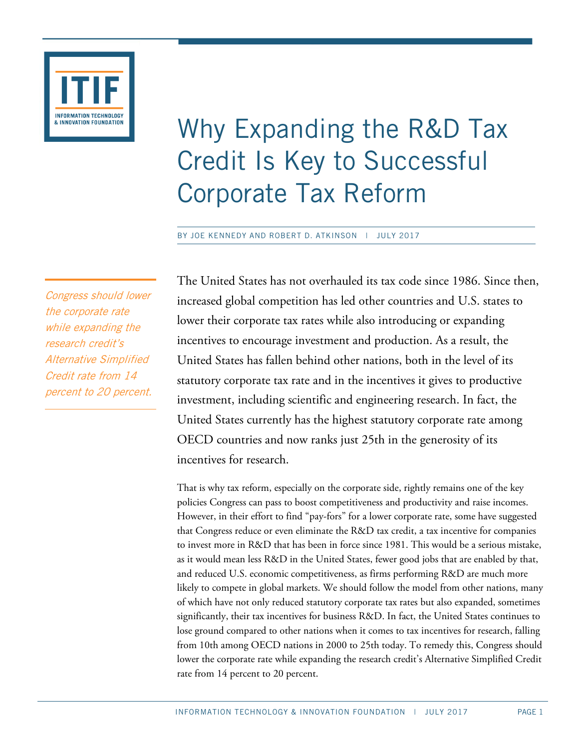# Why Expanding the R&D Tax Credit Is Key to Successful Corporate Tax Reform

BY JOE KENNEDY AND ROBERT D. ATKINSON | JULY 2017

*Congress should lower the corporate rate while expanding the research credit's Alternative Simplified Credit rate from 14 percent to 20 percent.*

The United States has not overhauled its tax code since 1986. Since then, increased global competition has led other countries and U.S. states to lower their corporate tax rates while also introducing or expanding incentives to encourage investment and production. As a result, the United States has fallen behind other nations, both in the level of its statutory corporate tax rate and in the incentives it gives to productive investment, including scientific and engineering research. In fact, the United States currently has the highest statutory corporate rate among OECD countries and now ranks just 25th in the generosity of its incentives for research.

That is why tax reform, especially on the corporate side, rightly remains one of the key policies Congress can pass to boost competitiveness and productivity and raise incomes. However, in their effort to find "pay-fors" for a lower corporate rate, some have suggested that Congress reduce or even eliminate the R&D tax credit, a tax incentive for companies to invest more in R&D that has been in force since 1981. This would be a serious mistake, as it would mean less R&D in the United States, fewer good jobs that are enabled by that, and reduced U.S. economic competitiveness, as firms performing R&D are much more likely to compete in global markets. We should follow the model from other nations, many of which have not only reduced statutory corporate tax rates but also expanded, sometimes significantly, their tax incentives for business R&D. In fact, the United States continues to lose ground compared to other nations when it comes to tax incentives for research, falling from 10th among OECD nations in 2000 to 25th today. To remedy this, Congress should lower the corporate rate while expanding the research credit's Alternative Simplified Credit rate from 14 percent to 20 percent.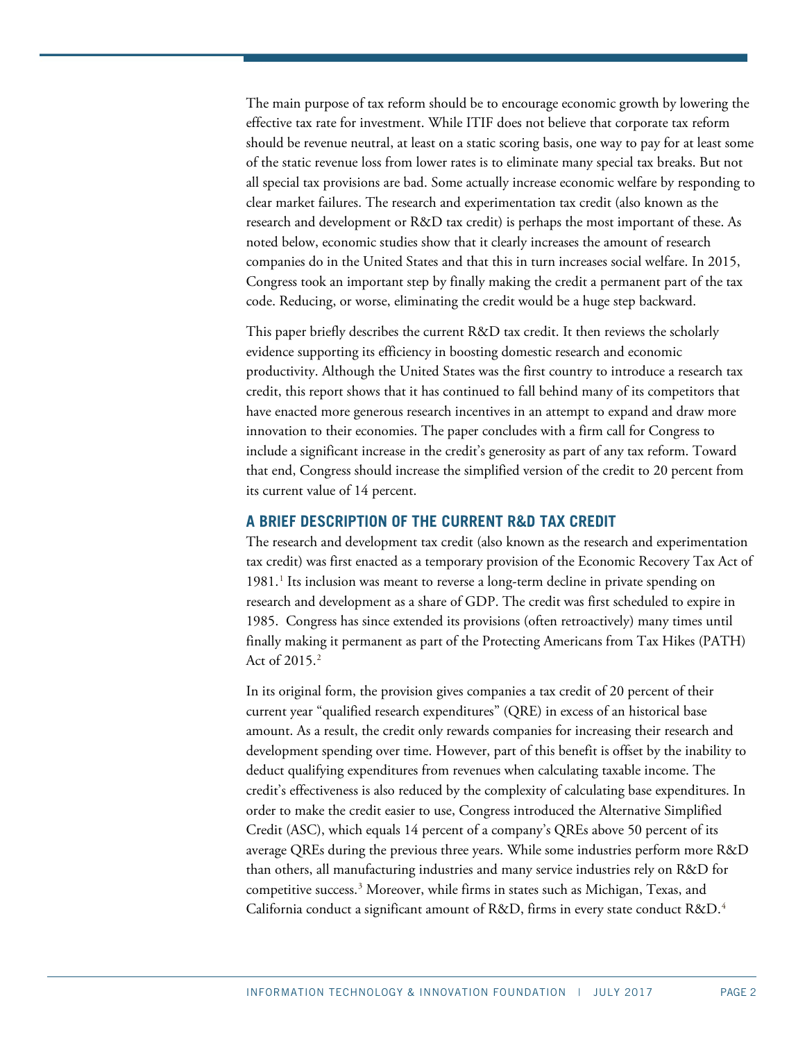The main purpose of tax reform should be to encourage economic growth by lowering the effective tax rate for investment. While ITIF does not believe that corporate tax reform should be revenue neutral, at least on a static scoring basis, one way to pay for at least some of the static revenue loss from lower rates is to eliminate many special tax breaks. But not all special tax provisions are bad. Some actually increase economic welfare by responding to clear market failures. The research and experimentation tax credit (also known as the research and development or R&D tax credit) is perhaps the most important of these. As noted below, economic studies show that it clearly increases the amount of research companies do in the United States and that this in turn increases social welfare. In 2015, Congress took an important step by finally making the credit a permanent part of the tax code. Reducing, or worse, eliminating the credit would be a huge step backward.

This paper briefly describes the current R&D tax credit. It then reviews the scholarly evidence supporting its efficiency in boosting domestic research and economic productivity. Although the United States was the first country to introduce a research tax credit, this report shows that it has continued to fall behind many of its competitors that have enacted more generous research incentives in an attempt to expand and draw more innovation to their economies. The paper concludes with a firm call for Congress to include a significant increase in the credit's generosity as part of any tax reform. Toward that end, Congress should increase the simplified version of the credit to 20 percent from its current value of 14 percent.

## A BRIEF DESCRIPTION OF THE CURRENT R&D TAX CREDIT

The research and development tax credit (also known as the research and experimentation tax credit) was first enacted as a temporary provision of the Economic Recovery Tax Act of 1981.[1] Its inclusion was meant to reverse a long-term decline in private spending on research and development as a share of GDP. The credit was first scheduled to expire in 1985. Congress has since extended its provisions (often retroactively) many times until finally making it permanent as part of the Protecting Americans from Tax Hikes (PATH) Act of 2015.[2]

In its original form, the provision gives companies a tax credit of 20 percent of their current year "qualified research expenditures" (QRE) in excess of an historical base amount. As a result, the credit only rewards companies for increasing their research and development spending over time. However, part of this benefit is offset by the inability to deduct qualifying expenditures from revenues when calculating taxable income. The credit's effectiveness is also reduced by the complexity of calculating base expenditures. In order to make the credit easier to use, Congress introduced the Alternative Simplified Credit (ASC), which equals 14 percent of a company's QREs above 50 percent of its average QREs during the previous three years. While some industries perform more R&D than others, all manufacturing industries and many service industries rely on R&D for competitive success.[3] Moreover, while firms in states such as Michigan, Texas, and California conduct a significant amount of R&D, firms in every state conduct R&D.[4]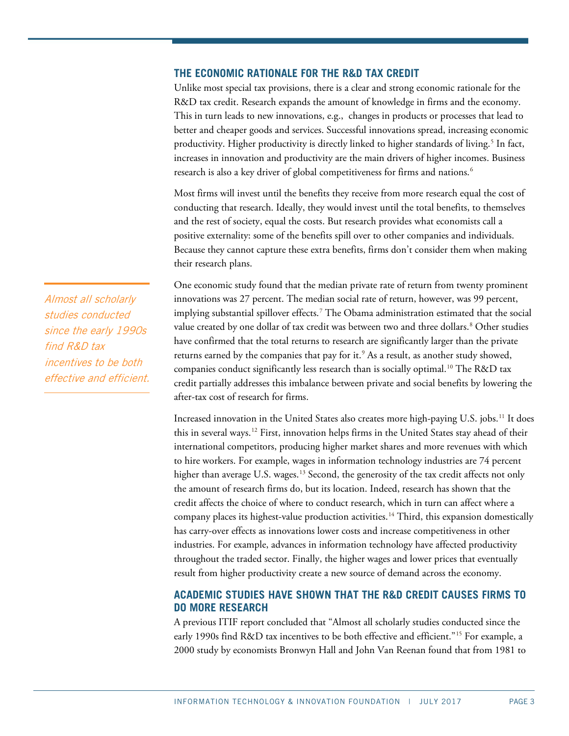## THE ECONOMIC RATIONALE FOR THE R&D TAX CREDIT

Unlike most special tax provisions, there is a clear and strong economic rationale for the R&D tax credit. Research expands the amount of knowledge in firms and the economy. This in turn leads to new innovations, e.g., changes in products or processes that lead to better and cheaper goods and services. Successful innovations spread, increasing economic productivity. Higher productivity is directly linked to higher standards of living.[5] In fact, increases in innovation and productivity are the main drivers of higher incomes. Business research is also a key driver of global competitiveness for firms and nations.[6]

Most firms will invest until the benefits they receive from more research equal the cost of conducting that research. Ideally, they would invest until the total benefits, to themselves and the rest of society, equal the costs. But research provides what economists call a positive externality: some of the benefits spill over to other companies and individuals. Because they cannot capture these extra benefits, firms don't consider them when making their research plans.

*Almost all scholarly studies conducted since the early 1990s find R&D tax incentives to be both effective and efficient.*

One economic study found that the median private rate of return from twenty prominent innovations was 27 percent. The median social rate of return, however, was 99 percent, implying substantial spillover effects.[7] The Obama administration estimated that the social value created by one dollar of tax credit was between two and three dollars.[8] Other studies have confirmed that the total returns to research are significantly larger than the private returns earned by the companies that pay for it.[9] As a result, as another study showed, companies conduct significantly less research than is socially optimal.[10] The R&D tax credit partially addresses this imbalance between private and social benefits by lowering the after-tax cost of research for firms.

Increased innovation in the United States also creates more high-paying U.S. jobs.[11] It does this in several ways.[12] First, innovation helps firms in the United States stay ahead of their international competitors, producing higher market shares and more revenues with which to hire workers. For example, wages in information technology industries are 74 percent higher than average U.S. wages.[13] Second, the generosity of the tax credit affects not only the amount of research firms do, but its location. Indeed, research has shown that the credit affects the choice of where to conduct research, which in turn can affect where a company places its highest-value production activities.[14] Third, this expansion domestically has carry-over effects as innovations lower costs and increase competitiveness in other industries. For example, advances in information technology have affected productivity throughout the traded sector. Finally, the higher wages and lower prices that eventually result from higher productivity create a new source of demand across the economy.

## ACADEMIC STUDIES HAVE SHOWN THAT THE R&D CREDIT CAUSES FIRMS TO DO MORE RESEARCH

A previous ITIF report concluded that "Almost all scholarly studies conducted since the early 1990s find R&D tax incentives to be both effective and efficient."[15] For example, a 2000 study by economists Bronwyn Hall and John Van Reenan found that from 1981 to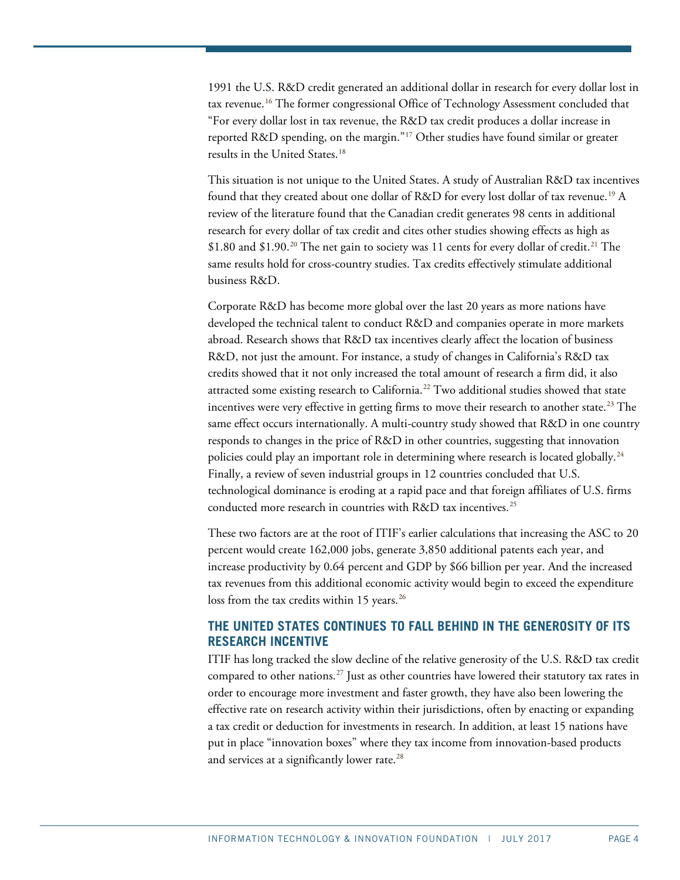1991 the U.S. R&D credit generated an additional dollar in research for every dollar lost in tax revenue.[16] The former congressional Office of Technology Assessment concluded that "For every dollar lost in tax revenue, the R&D tax credit produces a dollar increase in reported R&D spending, on the margin."[17] Other studies have found similar or greater results in the United States.[18]

This situation is not unique to the United States. A study of Australian R&D tax incentives found that they created about one dollar of R&D for every lost dollar of tax revenue.[19] A review of the literature found that the Canadian credit generates 98 cents in additional research for every dollar of tax credit and cites other studies showing effects as high as $1.80 and $1.90.[20] The net gain to society was 11 cents for every dollar of credit.[21] The same results hold for cross-country studies. Tax credits effectively stimulate additional business R&D.

Corporate R&D has become more global over the last 20 years as more nations have developed the technical talent to conduct R&D and companies operate in more markets abroad. Research shows that R&D tax incentives clearly affect the location of business R&D, not just the amount. For instance, a study of changes in California's R&D tax credits showed that it not only increased the total amount of research a firm did, it also attracted some existing research to California.[22] Two additional studies showed that state incentives were very effective in getting firms to move their research to another state.[23] The same effect occurs internationally. A multi-country study showed that R&D in one country responds to changes in the price of R&D in other countries, suggesting that innovation policies could play an important role in determining where research is located globally.[24] Finally, a review of seven industrial groups in 12 countries concluded that U.S. technological dominance is eroding at a rapid pace and that foreign affiliates of U.S. firms conducted more research in countries with R&D tax incentives.[25]

These two factors are at the root of ITIF's earlier calculations that increasing the ASC to 20 percent would create 162,000 jobs, generate 3,850 additional patents each year, and increase productivity by 0.64 percent and GDP by $66 billion per year. And the increased tax revenues from this additional economic activity would begin to exceed the expenditure loss from the tax credits within 15 years.[26]

## THE UNITED STATES CONTINUES TO FALL BEHIND IN THE GENEROSITY OF ITS RESEARCH INCENTIVE

ITIF has long tracked the slow decline of the relative generosity of the U.S. R&D tax credit compared to other nations.[27] Just as other countries have lowered their statutory tax rates in order to encourage more investment and faster growth, they have also been lowering the effective rate on research activity within their jurisdictions, often by enacting or expanding a tax credit or deduction for investments in research. In addition, at least 15 nations have put in place "innovation boxes" where they tax income from innovation-based products and services at a significantly lower rate.[28]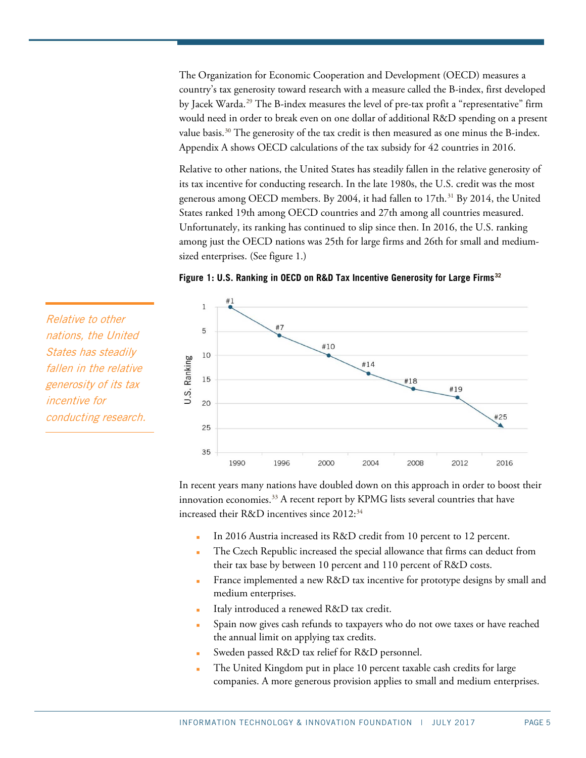The Organization for Economic Cooperation and Development (OECD) measures a country's tax generosity toward research with a measure called the B-index, first developed by Jacek Warda.[29] The B-index measures the level of pre-tax profit a "representative" firm would need in order to break even on one dollar of additional R&D spending on a present value basis.[30] The generosity of the tax credit is then measured as one minus the B-index. Appendix A shows OECD calculations of the tax subsidy for 42 countries in 2016.

Relative to other nations, the United States has steadily fallen in the relative generosity of its tax incentive for conducting research. In the late 1980s, the U.S. credit was the most generous among OECD members. By 2004, it had fallen to 17th.[31] By 2014, the United States ranked 19th among OECD countries and 27th among all countries measured. Unfortunately, its ranking has continued to slip since then. In 2016, the U.S. ranking among just the OECD nations was 25th for large firms and 26th for small and medium-sized enterprises. (See figure 1.)

*Relative to other nations, the United States has steadily fallen in the relative generosity of its tax incentive for conducting research.*

**Figure 1: U.S. Ranking in OECD on R&D Tax Incentive Generosity for Large Firms[32]**

| Year | U.S. Ranking |
|---|---|
| 1990 | #1 |
| 1996 | #7 |
| 2000 | #10 |
| 2004 | #14 |
| 2008 | #18 |
| 2012 | #19 |
| 2016 | #25 |

In recent years many nations have doubled down on this approach in order to boost their innovation economies.[33] A recent report by KPMG lists several countries that have increased their R&D incentives since 2012:[34]

- In 2016 Austria increased its R&D credit from 10 percent to 12 percent.
- The Czech Republic increased the special allowance that firms can deduct from their tax base by between 10 percent and 110 percent of R&D costs.
- France implemented a new R&D tax incentive for prototype designs by small and medium enterprises.
- Italy introduced a renewed R&D tax credit.
- Spain now gives cash refunds to taxpayers who do not owe taxes or have reached the annual limit on applying tax credits.
- Sweden passed R&D tax relief for R&D personnel.
- The United Kingdom put in place 10 percent taxable cash credits for large companies. A more generous provision applies to small and medium enterprises.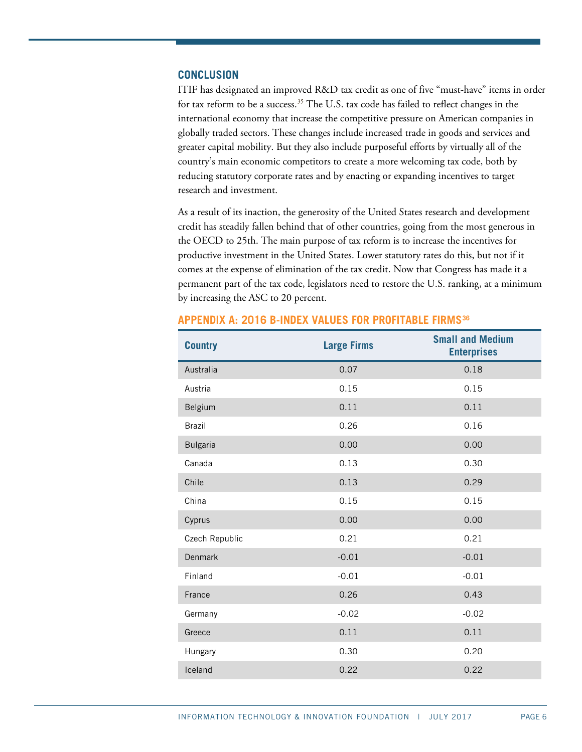## CONCLUSION

ITIF has designated an improved R&D tax credit as one of five “must-have” items in order for tax reform to be a success.[35] The U.S. tax code has failed to reflect changes in the international economy that increase the competitive pressure on American companies in globally traded sectors. These changes include increased trade in goods and services and greater capital mobility. But they also include purposeful efforts by virtually all of the country’s main economic competitors to create a more welcoming tax code, both by reducing statutory corporate rates and by enacting or expanding incentives to target research and investment.

As a result of its inaction, the generosity of the United States research and development credit has steadily fallen behind that of other countries, going from the most generous in the OECD to 25th. The main purpose of tax reform is to increase the incentives for productive investment in the United States. Lower statutory rates do this, but not if it comes at the expense of elimination of the tax credit. Now that Congress has made it a permanent part of the tax code, legislators need to restore the U.S. ranking, at a minimum by increasing the ASC to 20 percent.

## APPENDIX A: 2016 B-INDEX VALUES FOR PROFITABLE FIRMS[36]

| Country | Large Firms | Small and Medium Enterprises |
|---|---|---|
| Australia | 0.07 | 0.18 |
| Austria | 0.15 | 0.15 |
| Belgium | 0.11 | 0.11 |
| Brazil | 0.26 | 0.16 |
| Bulgaria | 0.00 | 0.00 |
| Canada | 0.13 | 0.30 |
| Chile | 0.13 | 0.29 |
| China | 0.15 | 0.15 |
| Cyprus | 0.00 | 0.00 |
| Czech Republic | 0.21 | 0.21 |
| Denmark | -0.01 | -0.01 |
| Finland | -0.01 | -0.01 |
| France | 0.26 | 0.43 |
| Germany | -0.02 | -0.02 |
| Greece | 0.11 | 0.11 |
| Hungary | 0.30 | 0.20 |
| Iceland | 0.22 | 0.22 |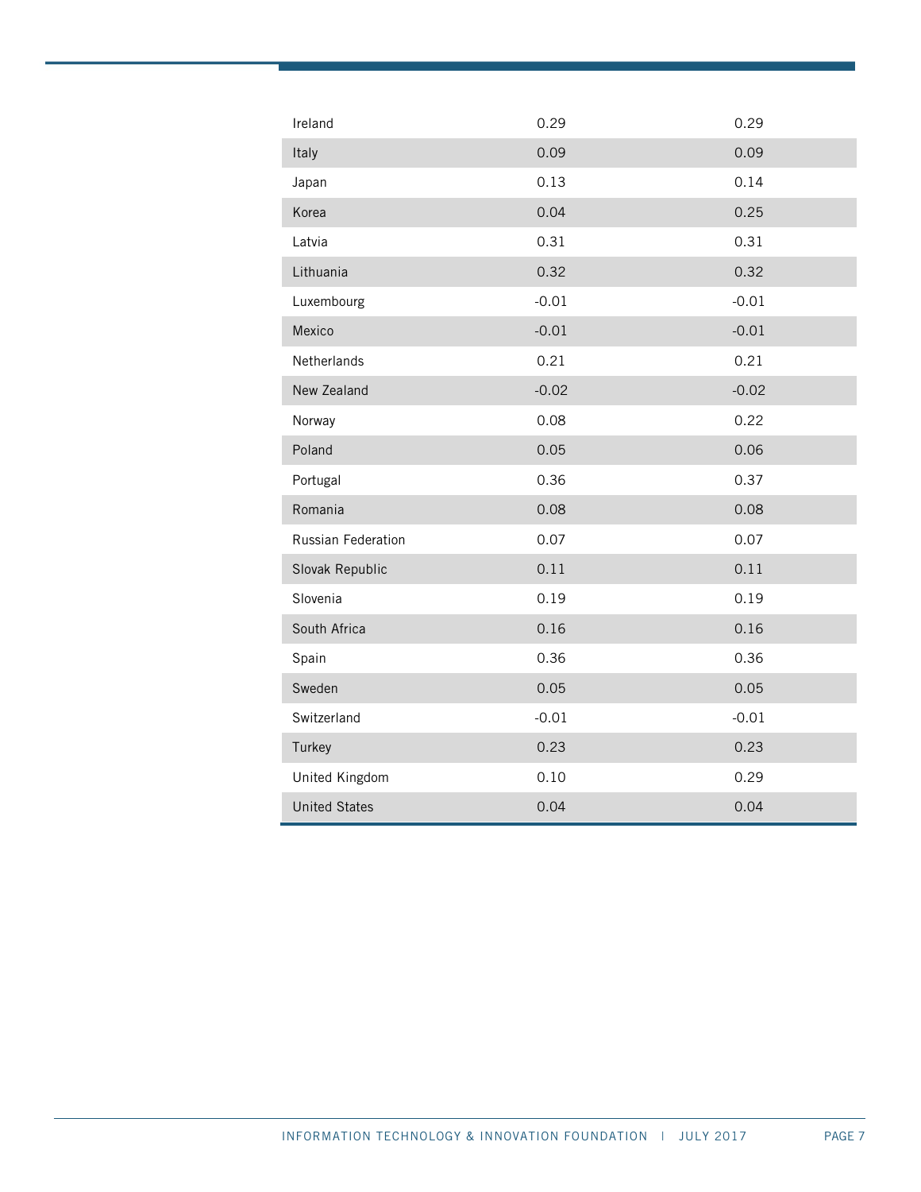| | | |
|---|---|---|
| Ireland | 0.29 | 0.29 |
| Italy | 0.09 | 0.09 |
| Japan | 0.13 | 0.14 |
| Korea | 0.04 | 0.25 |
| Latvia | 0.31 | 0.31 |
| Lithuania | 0.32 | 0.32 |
| Luxembourg | -0.01 | -0.01 |
| Mexico | -0.01 | -0.01 |
| Netherlands | 0.21 | 0.21 |
| New Zealand | -0.02 | -0.02 |
| Norway | 0.08 | 0.22 |
| Poland | 0.05 | 0.06 |
| Portugal | 0.36 | 0.37 |
| Romania | 0.08 | 0.08 |
| Russian Federation | 0.07 | 0.07 |
| Slovak Republic | 0.11 | 0.11 |
| Slovenia | 0.19 | 0.19 |
| South Africa | 0.16 | 0.16 |
| Spain | 0.36 | 0.36 |
| Sweden | 0.05 | 0.05 |
| Switzerland | -0.01 | -0.01 |
| Turkey | 0.23 | 0.23 |
| United Kingdom | 0.10 | 0.29 |
| United States | 0.04 | 0.04 |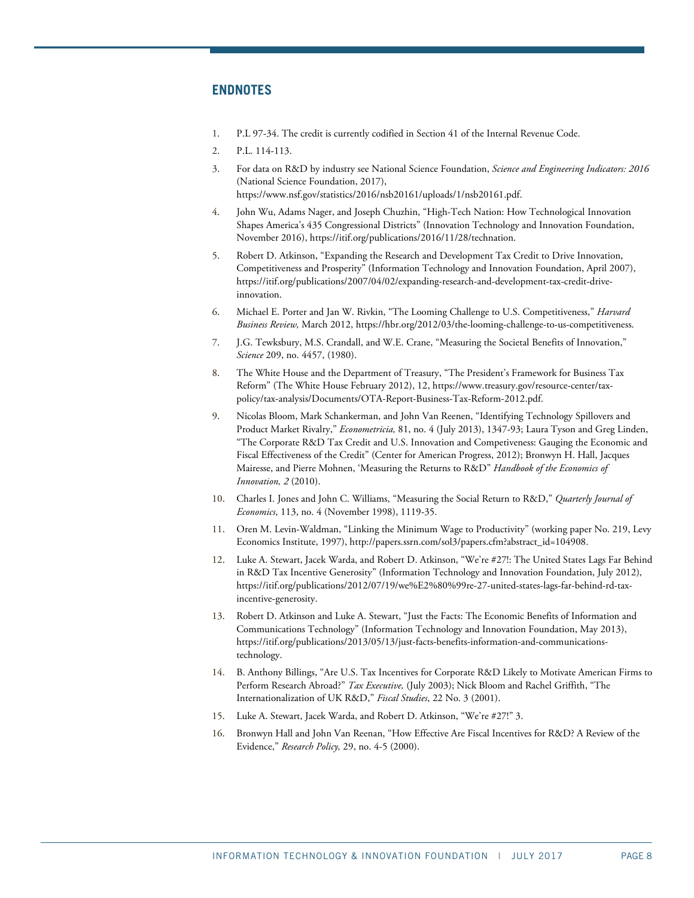## ENDNOTES

1. P.L 97-34. The credit is currently codified in Section 41 of the Internal Revenue Code.
2. P.L. 114-113.
3. For data on R&D by industry see National Science Foundation, *Science and Engineering Indicators: 2016* (National Science Foundation, 2017), https://www.nsf.gov/statistics/2016/nsb20161/uploads/1/nsb20161.pdf.
4. John Wu, Adams Nager, and Joseph Chuzhin, "High-Tech Nation: How Technological Innovation Shapes America's 435 Congressional Districts" (Innovation Technology and Innovation Foundation, November 2016), https://itif.org/publications/2016/11/28/technation.
5. Robert D. Atkinson, "Expanding the Research and Development Tax Credit to Drive Innovation, Competitiveness and Prosperity" (Information Technology and Innovation Foundation, April 2007), https://itif.org/publications/2007/04/02/expanding-research-and-development-tax-credit-drive-innovation.
6. Michael E. Porter and Jan W. Rivkin, "The Looming Challenge to U.S. Competitiveness," *Harvard Business Review,* March 2012, https://hbr.org/2012/03/the-looming-challenge-to-us-competitiveness.
7. J.G. Tewksbury, M.S. Crandall, and W.E. Crane, "Measuring the Societal Benefits of Innovation," *Science* 209, no. 4457, (1980).
8. The White House and the Department of Treasury, "The President's Framework for Business Tax Reform" (The White House February 2012), 12, https://www.treasury.gov/resource-center/tax-policy/tax-analysis/Documents/OTA-Report-Business-Tax-Reform-2012.pdf.
9. Nicolas Bloom, Mark Schankerman, and John Van Reenen, "Identifying Technology Spillovers and Product Market Rivalry," *Econometricia,* 81, no. 4 (July 2013), 1347-93; Laura Tyson and Greg Linden, "The Corporate R&D Tax Credit and U.S. Innovation and Competiveness: Gauging the Economic and Fiscal Effectiveness of the Credit" (Center for American Progress, 2012); Bronwyn H. Hall, Jacques Mairesse, and Pierre Mohnen, 'Measuring the Returns to R&D" *Handbook of the Economics of Innovation, 2* (2010).
10. Charles I. Jones and John C. Williams, "Measuring the Social Return to R&D," *Quarterly Journal of Economics*, 113, no. 4 (November 1998), 1119-35.
11. Oren M. Levin-Waldman, "Linking the Minimum Wage to Productivity" (working paper No. 219, Levy Economics Institute, 1997), http://papers.ssrn.com/sol3/papers.cfm?abstract_id=104908.
12. Luke A. Stewart, Jacek Warda, and Robert D. Atkinson, "We're #27!: The United States Lags Far Behind in R&D Tax Incentive Generosity" (Information Technology and Innovation Foundation, July 2012), https://itif.org/publications/2012/07/19/we%E2%80%99re-27-united-states-lags-far-behind-rd-tax-incentive-generosity.
13. Robert D. Atkinson and Luke A. Stewart, "Just the Facts: The Economic Benefits of Information and Communications Technology" (Information Technology and Innovation Foundation, May 2013), https://itif.org/publications/2013/05/13/just-facts-benefits-information-and-communications-technology.
14. B. Anthony Billings, "Are U.S. Tax Incentives for Corporate R&D Likely to Motivate American Firms to Perform Research Abroad?" *Tax Executive,* (July 2003); Nick Bloom and Rachel Griffith, "The Internationalization of UK R&D," *Fiscal Studies*, 22 No. 3 (2001).
15. Luke A. Stewart, Jacek Warda, and Robert D. Atkinson, "We're #27!" 3.
16. Bronwyn Hall and John Van Reenan, "How Effective Are Fiscal Incentives for R&D? A Review of the Evidence," *Research Policy,* 29, no. 4-5 (2000).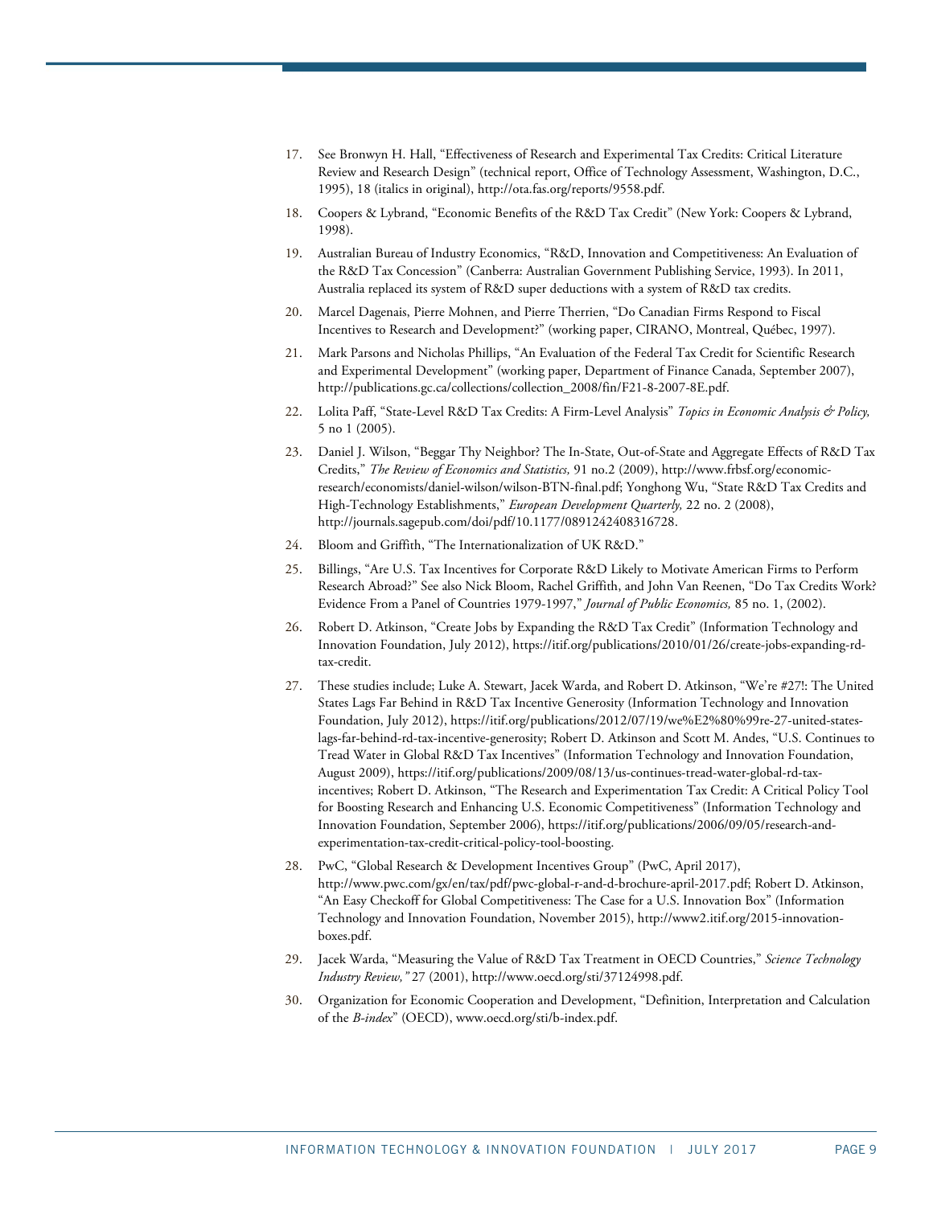17. See Bronwyn H. Hall, "Effectiveness of Research and Experimental Tax Credits: Critical Literature Review and Research Design" (technical report, Office of Technology Assessment, Washington, D.C., 1995), 18 (italics in original), http://ota.fas.org/reports/9558.pdf.
18. Coopers & Lybrand, "Economic Benefits of the R&D Tax Credit" (New York: Coopers & Lybrand, 1998).
19. Australian Bureau of Industry Economics, "R&D, Innovation and Competitiveness: An Evaluation of the R&D Tax Concession" (Canberra: Australian Government Publishing Service, 1993). In 2011, Australia replaced its system of R&D super deductions with a system of R&D tax credits.
20. Marcel Dagenais, Pierre Mohnen, and Pierre Therrien, "Do Canadian Firms Respond to Fiscal Incentives to Research and Development?" (working paper, CIRANO, Montreal, Québec, 1997).
21. Mark Parsons and Nicholas Phillips, "An Evaluation of the Federal Tax Credit for Scientific Research and Experimental Development" (working paper, Department of Finance Canada, September 2007), http://publications.gc.ca/collections/collection_2008/fin/F21-8-2007-8E.pdf.
22. Lolita Paff, "State-Level R&D Tax Credits: A Firm-Level Analysis" *Topics in Economic Analysis & Policy,* 5 no 1 (2005).
23. Daniel J. Wilson, "Beggar Thy Neighbor? The In-State, Out-of-State and Aggregate Effects of R&D Tax Credits," *The Review of Economics and Statistics,* 91 no.2 (2009), http://www.frbsf.org/economic-research/economists/daniel-wilson/wilson-BTN-final.pdf; Yonghong Wu, "State R&D Tax Credits and High-Technology Establishments," *European Development Quarterly,* 22 no. 2 (2008), http://journals.sagepub.com/doi/pdf/10.1177/0891242408316728.
24. Bloom and Griffith, "The Internationalization of UK R&D."
25. Billings, "Are U.S. Tax Incentives for Corporate R&D Likely to Motivate American Firms to Perform Research Abroad?" See also Nick Bloom, Rachel Griffith, and John Van Reenen, "Do Tax Credits Work? Evidence From a Panel of Countries 1979-1997," *Journal of Public Economics,* 85 no. 1, (2002).
26. Robert D. Atkinson, "Create Jobs by Expanding the R&D Tax Credit" (Information Technology and Innovation Foundation, July 2012), https://itif.org/publications/2010/01/26/create-jobs-expanding-rd-tax-credit.
27. These studies include; Luke A. Stewart, Jacek Warda, and Robert D. Atkinson, "We're #27!: The United States Lags Far Behind in R&D Tax Incentive Generosity (Information Technology and Innovation Foundation, July 2012), https://itif.org/publications/2012/07/19/we%E2%80%99re-27-united-states-lags-far-behind-rd-tax-incentive-generosity; Robert D. Atkinson and Scott M. Andes, "U.S. Continues to Tread Water in Global R&D Tax Incentives" (Information Technology and Innovation Foundation, August 2009), https://itif.org/publications/2009/08/13/us-continues-tread-water-global-rd-tax-incentives; Robert D. Atkinson, "The Research and Experimentation Tax Credit: A Critical Policy Tool for Boosting Research and Enhancing U.S. Economic Competitiveness" (Information Technology and Innovation Foundation, September 2006), https://itif.org/publications/2006/09/05/research-and-experimentation-tax-credit-critical-policy-tool-boosting.
28. PwC, "Global Research & Development Incentives Group" (PwC, April 2017), http://www.pwc.com/gx/en/tax/pdf/pwc-global-r-and-d-brochure-april-2017.pdf; Robert D. Atkinson, "An Easy Checkoff for Global Competitiveness: The Case for a U.S. Innovation Box" (Information Technology and Innovation Foundation, November 2015), http://www2.itif.org/2015-innovation-boxes.pdf.
29. Jacek Warda, "Measuring the Value of R&D Tax Treatment in OECD Countries," *Science Technology Industry Review,"* 27 (2001), http://www.oecd.org/sti/37124998.pdf.
30. Organization for Economic Cooperation and Development, "Definition, Interpretation and Calculation of the *B-index*" (OECD), www.oecd.org/sti/b-index.pdf.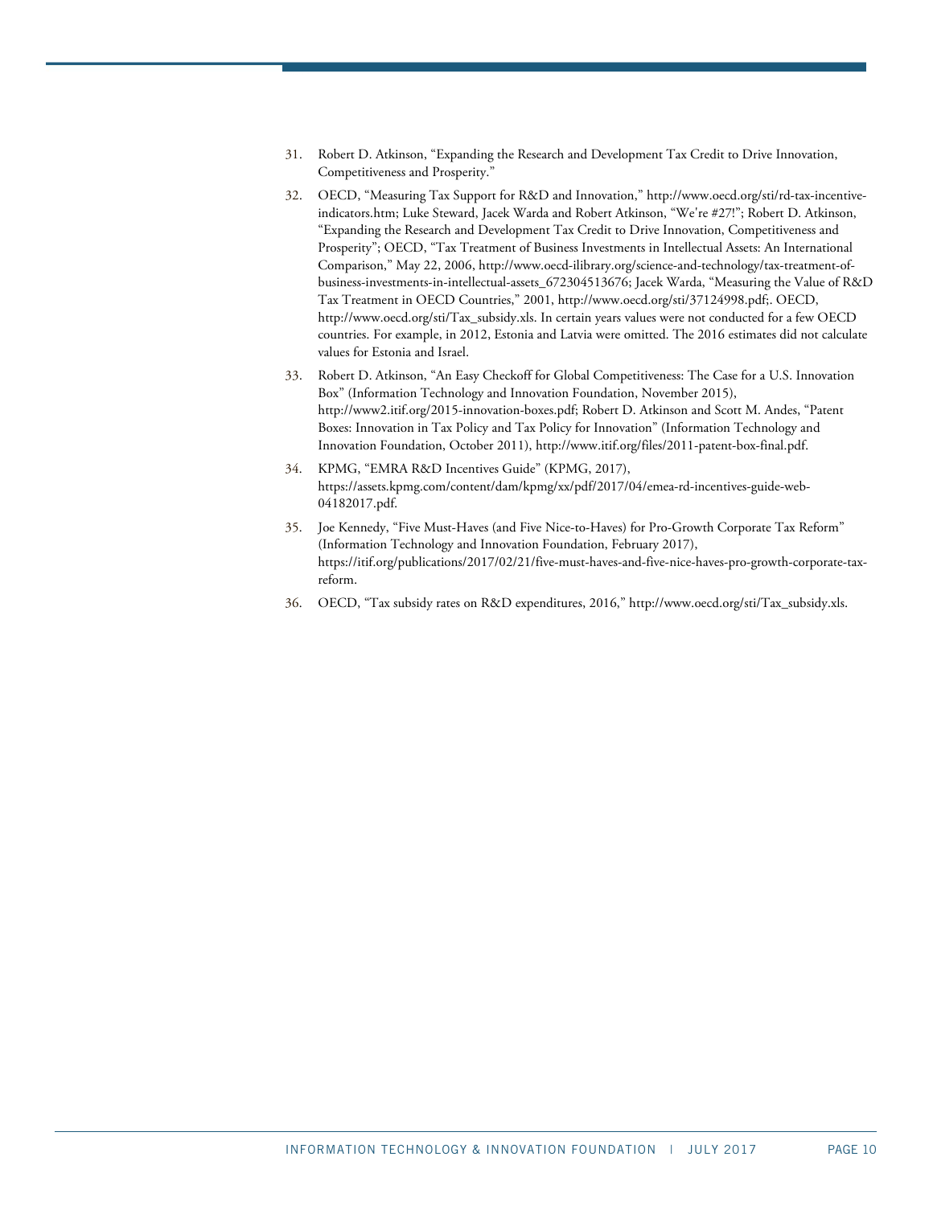31. Robert D. Atkinson, "Expanding the Research and Development Tax Credit to Drive Innovation, Competitiveness and Prosperity."

32. OECD, "Measuring Tax Support for R&D and Innovation," http://www.oecd.org/sti/rd-tax-incentive-indicators.htm; Luke Steward, Jacek Warda and Robert Atkinson, "We're #27!"; Robert D. Atkinson, "Expanding the Research and Development Tax Credit to Drive Innovation, Competitiveness and Prosperity"; OECD, "Tax Treatment of Business Investments in Intellectual Assets: An International Comparison," May 22, 2006, http://www.oecd-ilibrary.org/science-and-technology/tax-treatment-of-business-investments-in-intellectual-assets_672304513676; Jacek Warda, "Measuring the Value of R&D Tax Treatment in OECD Countries," 2001, http://www.oecd.org/sti/37124998.pdf;. OECD, http://www.oecd.org/sti/Tax_subsidy.xls. In certain years values were not conducted for a few OECD countries. For example, in 2012, Estonia and Latvia were omitted. The 2016 estimates did not calculate values for Estonia and Israel.

33. Robert D. Atkinson, "An Easy Checkoff for Global Competitiveness: The Case for a U.S. Innovation Box" (Information Technology and Innovation Foundation, November 2015), http://www2.itif.org/2015-innovation-boxes.pdf; Robert D. Atkinson and Scott M. Andes, "Patent Boxes: Innovation in Tax Policy and Tax Policy for Innovation" (Information Technology and Innovation Foundation, October 2011), http://www.itif.org/files/2011-patent-box-final.pdf.

34. KPMG, "EMRA R&D Incentives Guide" (KPMG, 2017), https://assets.kpmg.com/content/dam/kpmg/xx/pdf/2017/04/emea-rd-incentives-guide-web-04182017.pdf.

35. Joe Kennedy, "Five Must-Haves (and Five Nice-to-Haves) for Pro-Growth Corporate Tax Reform" (Information Technology and Innovation Foundation, February 2017), https://itif.org/publications/2017/02/21/five-must-haves-and-five-nice-haves-pro-growth-corporate-tax-reform.

36. OECD, "Tax subsidy rates on R&D expenditures, 2016," http://www.oecd.org/sti/Tax_subsidy.xls.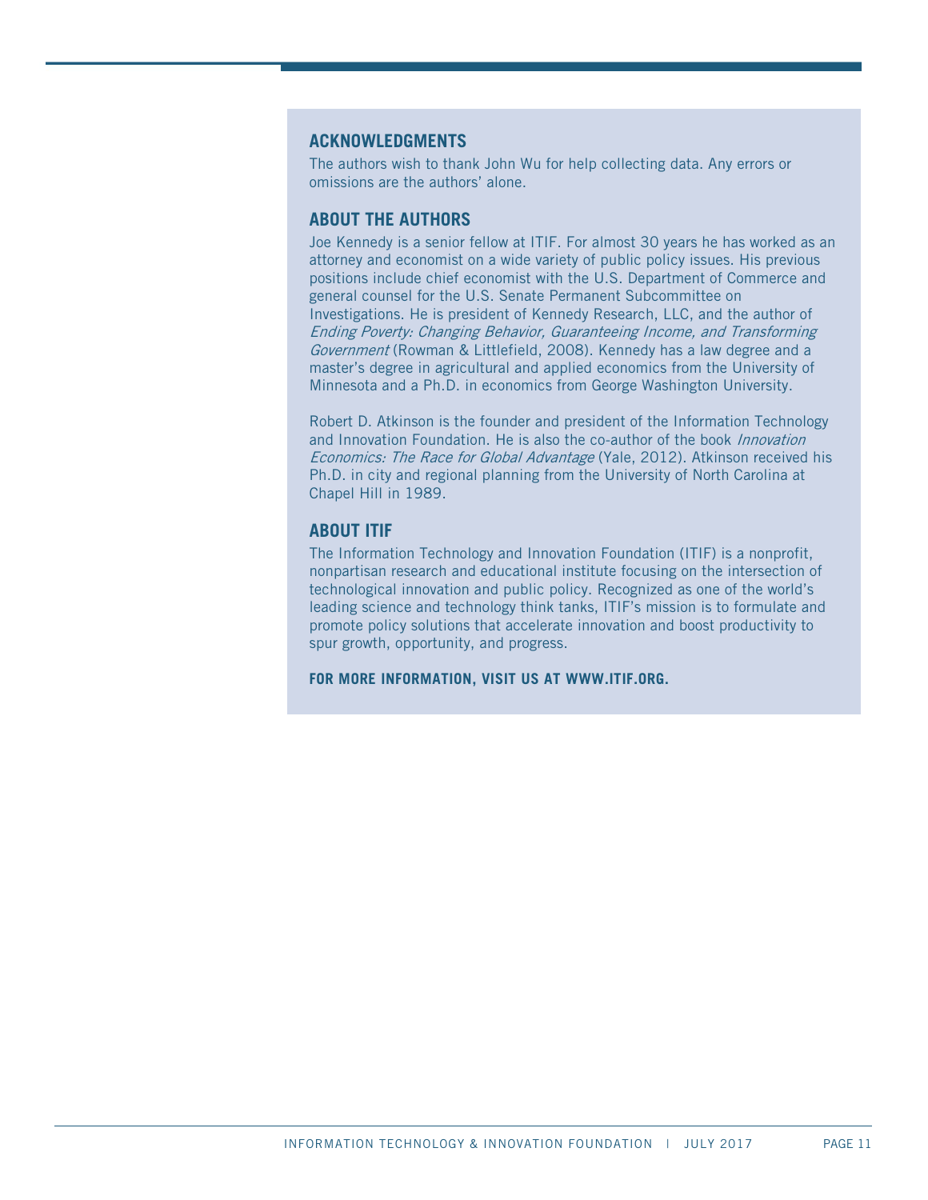## ACKNOWLEDGMENTS

The authors wish to thank John Wu for help collecting data. Any errors or omissions are the authors' alone.

## ABOUT THE AUTHORS

Joe Kennedy is a senior fellow at ITIF. For almost 30 years he has worked as an attorney and economist on a wide variety of public policy issues. His previous positions include chief economist with the U.S. Department of Commerce and general counsel for the U.S. Senate Permanent Subcommittee on Investigations. He is president of Kennedy Research, LLC, and the author of *Ending Poverty: Changing Behavior, Guaranteeing Income, and Transforming Government* (Rowman & Littlefield, 2008). Kennedy has a law degree and a master's degree in agricultural and applied economics from the University of Minnesota and a Ph.D. in economics from George Washington University.

Robert D. Atkinson is the founder and president of the Information Technology and Innovation Foundation. He is also the co-author of the book *Innovation Economics: The Race for Global Advantage* (Yale, 2012). Atkinson received his Ph.D. in city and regional planning from the University of North Carolina at Chapel Hill in 1989.

## ABOUT ITIF

The Information Technology and Innovation Foundation (ITIF) is a nonprofit, nonpartisan research and educational institute focusing on the intersection of technological innovation and public policy. Recognized as one of the world's leading science and technology think tanks, ITIF's mission is to formulate and promote policy solutions that accelerate innovation and boost productivity to spur growth, opportunity, and progress.

**FOR MORE INFORMATION, VISIT US AT WWW.ITIF.ORG.**